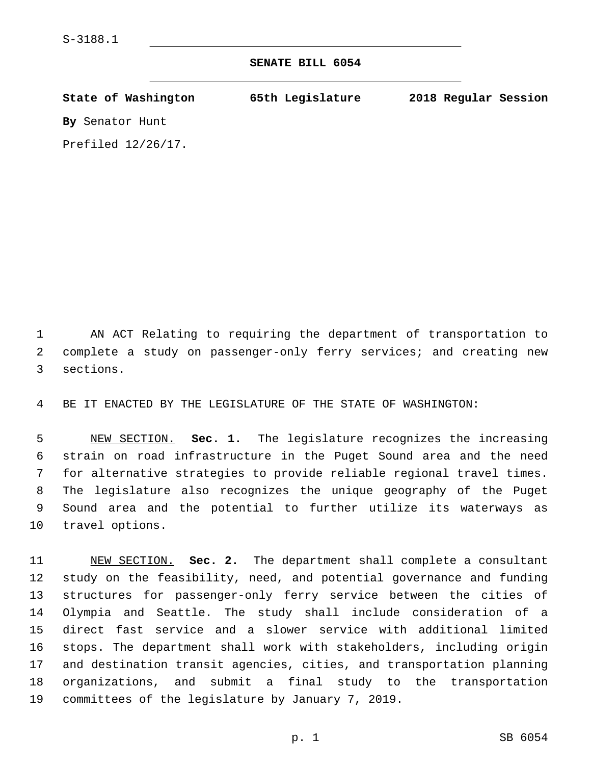S-3188.1

# SENATE BILL 6054

**State of Washington 65th Legislature 2018 Regular Session**

**By** Senator Hunt

Prefiled 12/26/17.

AN ACT Relating to requiring the department of transportation to complete a study on passenger-only ferry services; and creating new sections.

BE IT ENACTED BY THE LEGISLATURE OF THE STATE OF WASHINGTON:

NEW SECTION. **Sec. 1.** The legislature recognizes the increasing strain on road infrastructure in the Puget Sound area and the need for alternative strategies to provide reliable regional travel times. The legislature also recognizes the unique geography of the Puget Sound area and the potential to further utilize its waterways as travel options.

NEW SECTION. **Sec. 2.** The department shall complete a consultant study on the feasibility, need, and potential governance and funding structures for passenger-only ferry service between the cities of Olympia and Seattle. The study shall include consideration of a direct fast service and a slower service with additional limited stops. The department shall work with stakeholders, including origin and destination transit agencies, cities, and transportation planning organizations, and submit a final study to the transportation committees of the legislature by January 7, 2019.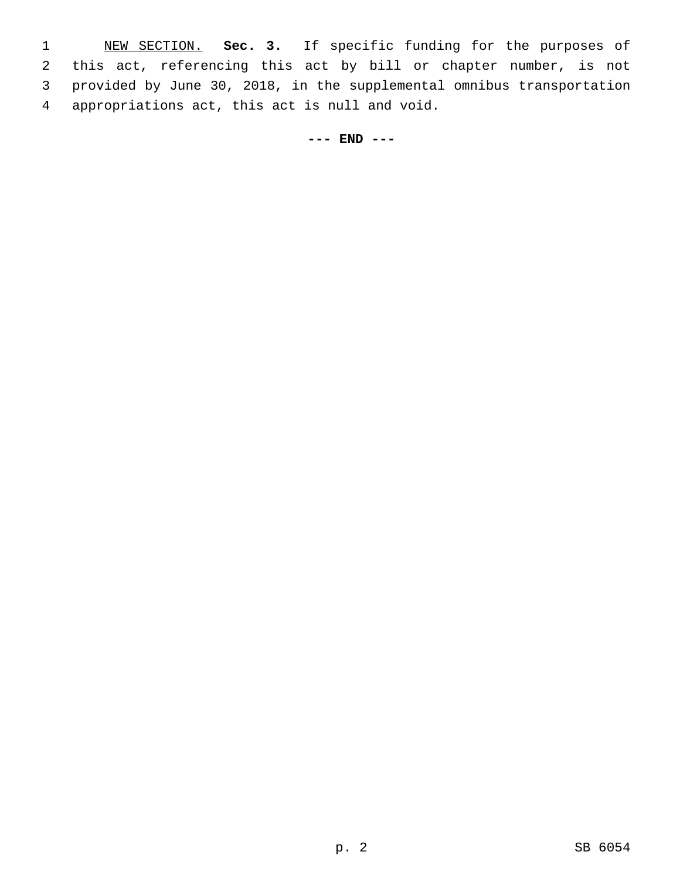NEW SECTION. **Sec. 3.** If specific funding for the purposes of this act, referencing this act by bill or chapter number, is not provided by June 30, 2018, in the supplemental omnibus transportation appropriations act, this act is null and void.

**--- END ---**